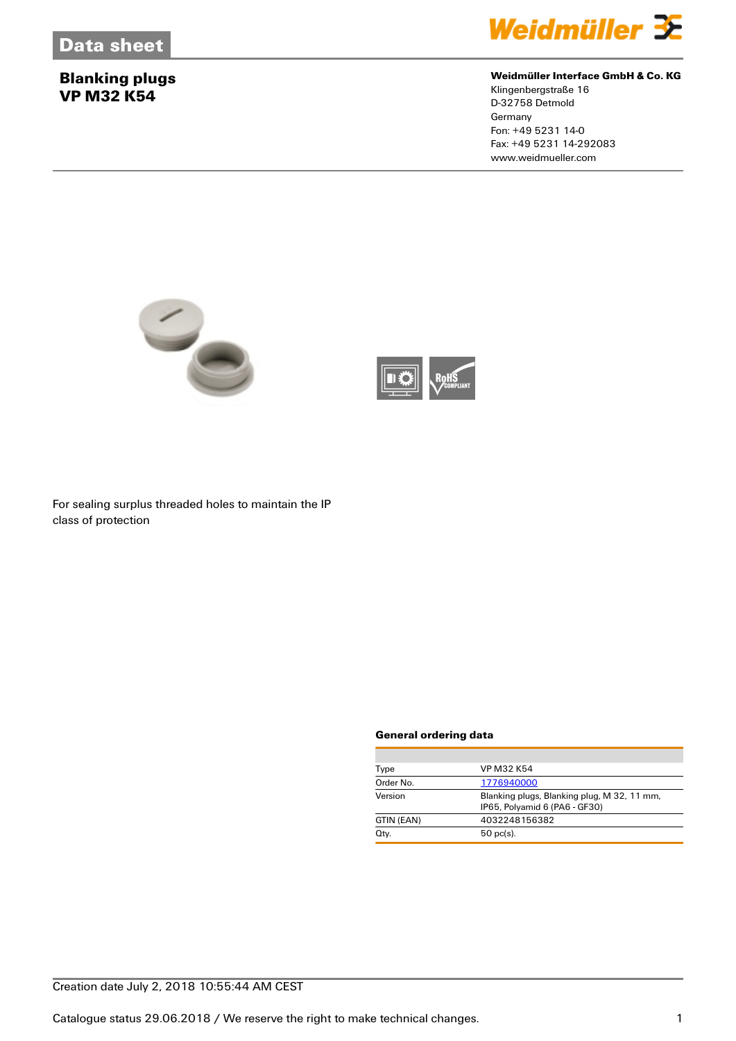# Data sheet

## Blanking plugs
## VP M32 K54

**Weidmüller Interface GmbH & Co. KG**
Klingenbergstraße 16
D-32758 Detmold
Germany
Fon: +49 5231 14-0
Fax: +49 5231 14-292083
www.weidmueller.com

For sealing surplus threaded holes to maintain the IP class of protection

### General ordering data

| | |
|---|---|
| Type | VP M32 K54 |
| Order No. | 1776940000 |
| Version | Blanking plugs, Blanking plug, M 32, 11 mm, IP65, Polyamid 6 (PA6 - GF30) |
| GTIN (EAN) | 4032248156382 |
| Qty. | 50 pc(s). |

Creation date July 2, 2018 10:55:44 AM CEST

Catalogue status 29.06.2018 / We reserve the right to make technical changes.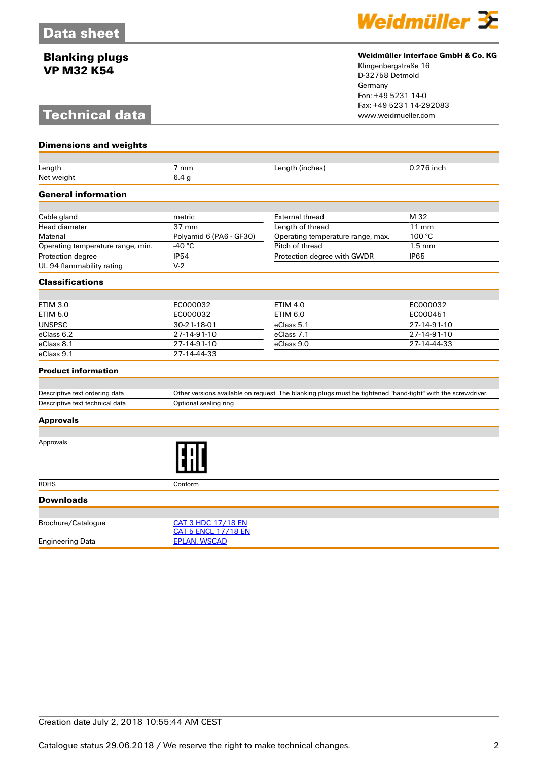# Data sheet

## Blanking plugs
## VP M32 K54

**Weidmüller Interface GmbH & Co. KG**
Klingenbergstraße 16
D-32758 Detmold
Germany
Fon: +49 5231 14-0
Fax: +49 5231 14-292083
www.weidmueller.com

# Technical data

### Dimensions and weights

| | | | |
|---|---|---|---|
| Length | 7 mm | Length (inches) | 0.276 inch |
| Net weight | 6.4 g | | |

### General information

| | | | |
|---|---|---|---|
| Cable gland | metric | External thread | M 32 |
| Head diameter | 37 mm | Length of thread | 11 mm |
| Material | Polyamid 6 (PA6 - GF30) | Operating temperature range, max. | 100 °C |
| Operating temperature range, min. | -40 °C | Pitch of thread | 1.5 mm |
| Protection degree | IP54 | Protection degree with GWDR | IP65 |
| UL 94 flammability rating | V-2 | | |

### Classifications

| | | | |
|---|---|---|---|
| ETIM 3.0 | EC000032 | ETIM 4.0 | EC000032 |
| ETIM 5.0 | EC000032 | ETIM 6.0 | EC000451 |
| UNSPSC | 30-21-18-01 | eClass 5.1 | 27-14-91-10 |
| eClass 6.2 | 27-14-91-10 | eClass 7.1 | 27-14-91-10 |
| eClass 8.1 | 27-14-91-10 | eClass 9.0 | 27-14-44-33 |
| eClass 9.1 | 27-14-44-33 | | |

### Product information

| | |
|---|---|
| Descriptive text ordering data | Other versions available on request. The blanking plugs must be tightened "hand-tight" with the screwdriver. |
| Descriptive text technical data | Optional sealing ring |

### Approvals

| | |
|---|---|
| Approvals | EAC |
| ROHS | Conform |

### Downloads

| | |
|---|---|
| Brochure/Catalogue | CAT 3 HDC 17/18 EN<br>CAT 5 ENCL 17/18 EN |
| Engineering Data | EPLAN, WSCAD |

Creation date July 2, 2018 10:55:44 AM CEST

Catalogue status 29.06.2018 / We reserve the right to make technical changes.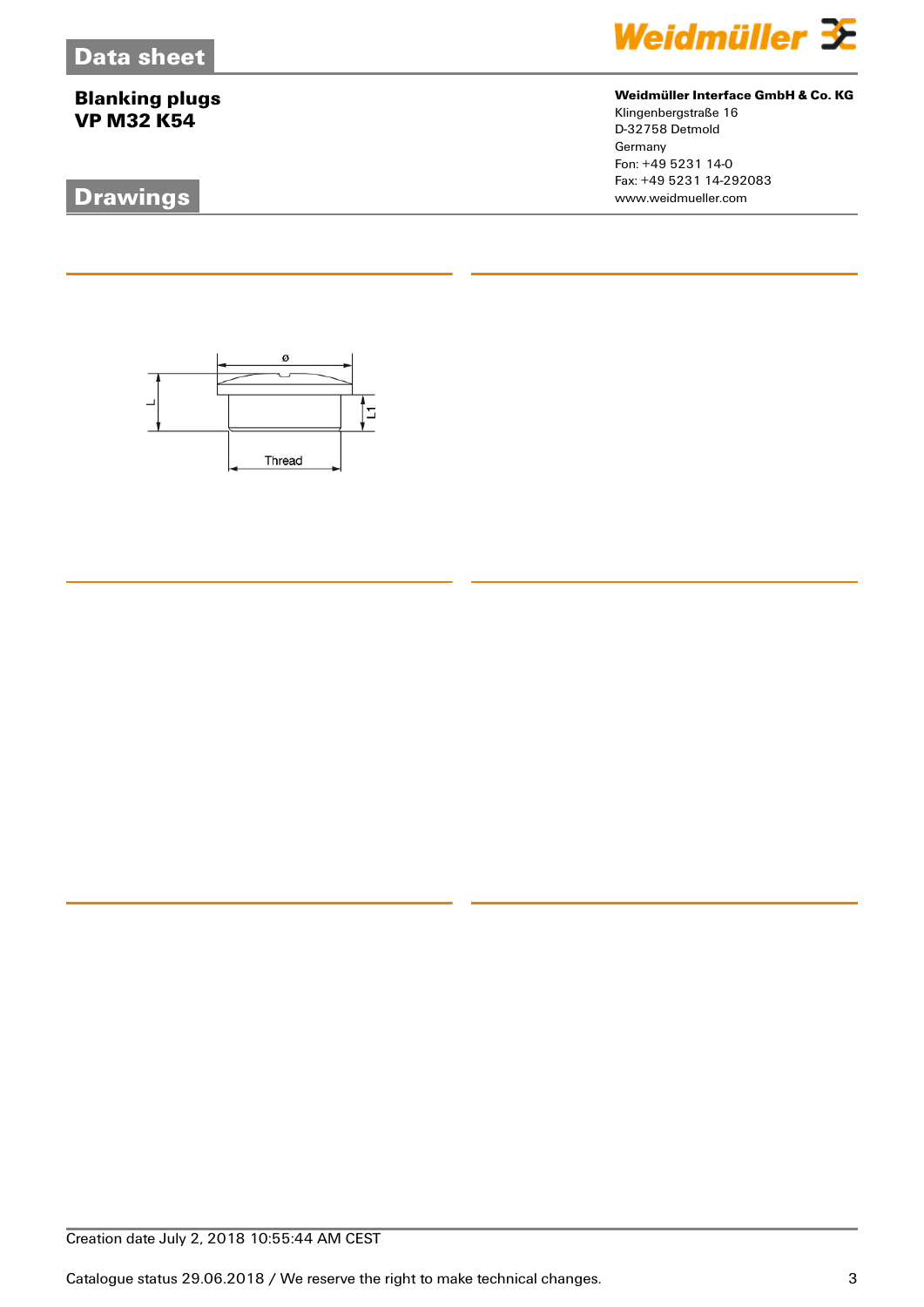Data sheet

**Blanking plugs**
**VP M32 K54**

**Weidmüller Interface GmbH & Co. KG**
Klingenbergstraße 16
D-32758 Detmold
Germany
Fon: +49 5231 14-0
Fax: +49 5231 14-292083
www.weidmueller.com

## Drawings

ø

L

L1

Thread

Creation date July 2, 2018 10:55:44 AM CEST

Catalogue status 29.06.2018 / We reserve the right to make technical changes.